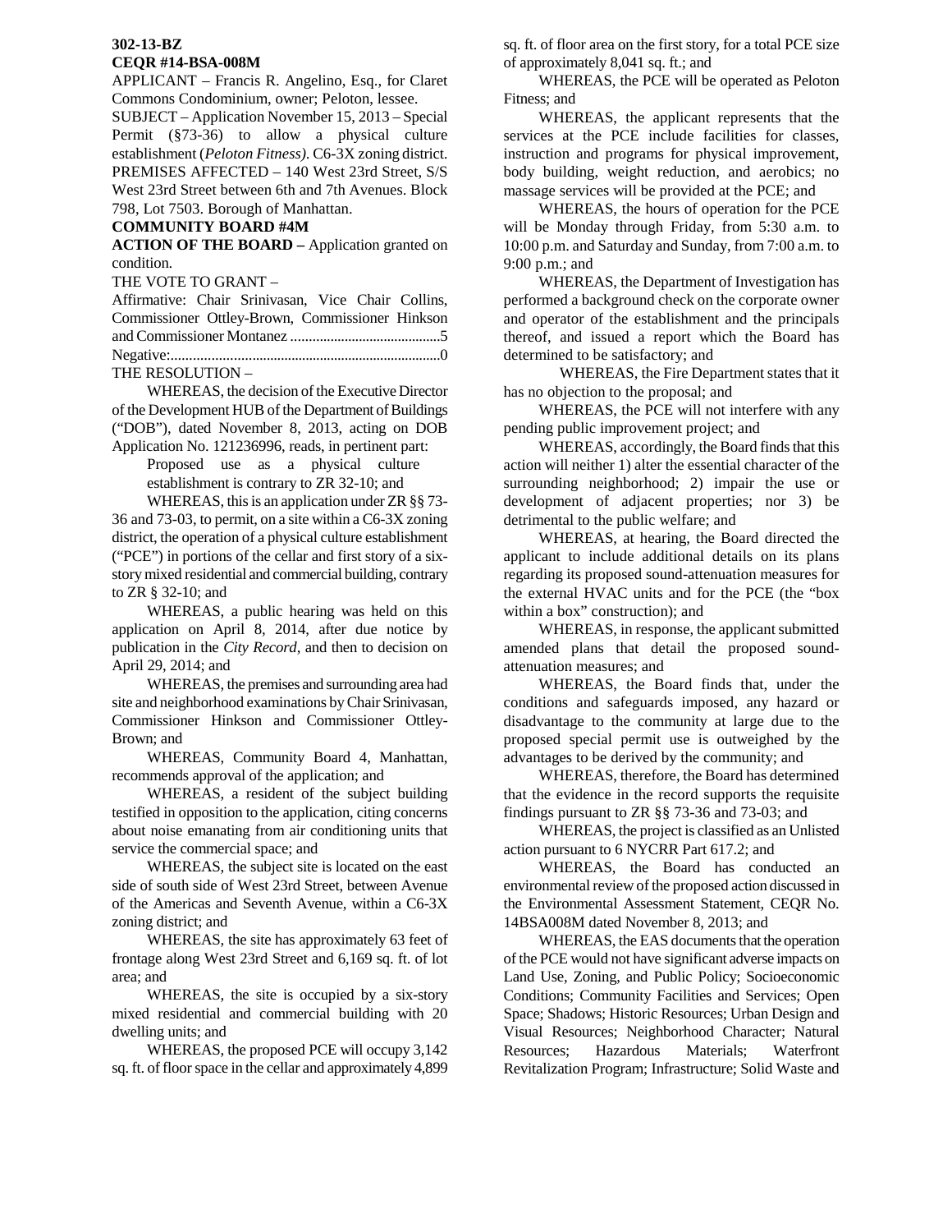**302-13-BZ**

**CEQR #14-BSA-008M**

APPLICANT – Francis R. Angelino, Esq., for Claret Commons Condominium, owner; Peloton, lessee.

SUBJECT – Application November 15, 2013 – Special Permit (§73-36) to allow a physical culture establishment (*Peloton Fitness)*. C6-3X zoning district.

PREMISES AFFECTED – 140 West 23rd Street, S/S West 23rd Street between 6th and 7th Avenues. Block 798, Lot 7503. Borough of Manhattan.

**COMMUNITY BOARD #4M**

**ACTION OF THE BOARD –** Application granted on condition.

THE VOTE TO GRANT –

Affirmative: Chair Srinivasan, Vice Chair Collins, Commissioner Ottley-Brown, Commissioner Hinkson and Commissioner Montanez ..........................................5

Negative:...........................................................................0

THE RESOLUTION –

WHEREAS, the decision of the Executive Director of the Development HUB of the Department of Buildings ("DOB"), dated November 8, 2013, acting on DOB Application No. 121236996, reads, in pertinent part:

> Proposed use as a physical culture establishment is contrary to ZR 32-10; and

WHEREAS, this is an application under ZR §§ 73-36 and 73-03, to permit, on a site within a C6-3X zoning district, the operation of a physical culture establishment ("PCE") in portions of the cellar and first story of a six-story mixed residential and commercial building, contrary to ZR § 32-10; and

WHEREAS, a public hearing was held on this application on April 8, 2014, after due notice by publication in the *City Record*, and then to decision on April 29, 2014; and

WHEREAS, the premises and surrounding area had site and neighborhood examinations by Chair Srinivasan, Commissioner Hinkson and Commissioner Ottley-Brown; and

WHEREAS, Community Board 4, Manhattan, recommends approval of the application; and

WHEREAS, a resident of the subject building testified in opposition to the application, citing concerns about noise emanating from air conditioning units that service the commercial space; and

WHEREAS, the subject site is located on the east side of south side of West 23rd Street, between Avenue of the Americas and Seventh Avenue, within a C6-3X zoning district; and

WHEREAS, the site has approximately 63 feet of frontage along West 23rd Street and 6,169 sq. ft. of lot area; and

WHEREAS, the site is occupied by a six-story mixed residential and commercial building with 20 dwelling units; and

WHEREAS, the proposed PCE will occupy 3,142 sq. ft. of floor space in the cellar and approximately 4,899 sq. ft. of floor area on the first story, for a total PCE size of approximately 8,041 sq. ft.; and

WHEREAS, the PCE will be operated as Peloton Fitness; and

WHEREAS, the applicant represents that the services at the PCE include facilities for classes, instruction and programs for physical improvement, body building, weight reduction, and aerobics; no massage services will be provided at the PCE; and

WHEREAS, the hours of operation for the PCE will be Monday through Friday, from 5:30 a.m. to 10:00 p.m. and Saturday and Sunday, from 7:00 a.m. to 9:00 p.m.; and

WHEREAS, the Department of Investigation has performed a background check on the corporate owner and operator of the establishment and the principals thereof, and issued a report which the Board has determined to be satisfactory; and

WHEREAS, the Fire Department states that it has no objection to the proposal; and

WHEREAS, the PCE will not interfere with any pending public improvement project; and

WHEREAS, accordingly, the Board finds that this action will neither 1) alter the essential character of the surrounding neighborhood; 2) impair the use or development of adjacent properties; nor 3) be detrimental to the public welfare; and

WHEREAS, at hearing, the Board directed the applicant to include additional details on its plans regarding its proposed sound-attenuation measures for the external HVAC units and for the PCE (the "box within a box" construction); and

WHEREAS, in response, the applicant submitted amended plans that detail the proposed sound-attenuation measures; and

WHEREAS, the Board finds that, under the conditions and safeguards imposed, any hazard or disadvantage to the community at large due to the proposed special permit use is outweighed by the advantages to be derived by the community; and

WHEREAS, therefore, the Board has determined that the evidence in the record supports the requisite findings pursuant to ZR §§ 73-36 and 73-03; and

WHEREAS, the project is classified as an Unlisted action pursuant to 6 NYCRR Part 617.2; and

WHEREAS, the Board has conducted an environmental review of the proposed action discussed in the Environmental Assessment Statement, CEQR No. 14BSA008M dated November 8, 2013; and

WHEREAS, the EAS documents that the operation of the PCE would not have significant adverse impacts on Land Use, Zoning, and Public Policy; Socioeconomic Conditions; Community Facilities and Services; Open Space; Shadows; Historic Resources; Urban Design and Visual Resources; Neighborhood Character; Natural Resources; Hazardous Materials; Waterfront Revitalization Program; Infrastructure; Solid Waste and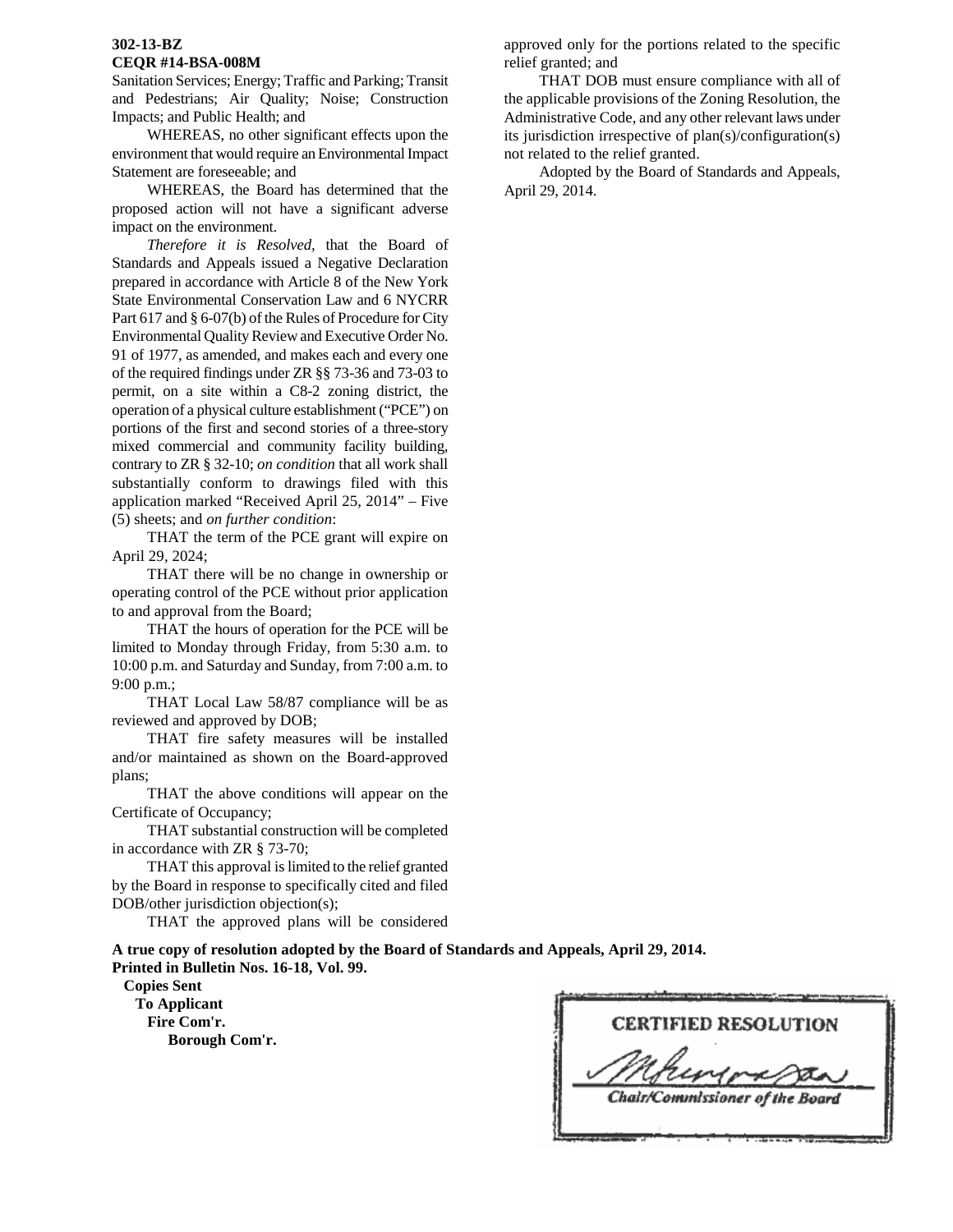**302-13-BZ**
**CEQR #14-BSA-008M**

Sanitation Services; Energy; Traffic and Parking; Transit and Pedestrians; Air Quality; Noise; Construction Impacts; and Public Health; and

WHEREAS, no other significant effects upon the environment that would require an Environmental Impact Statement are foreseeable; and

WHEREAS, the Board has determined that the proposed action will not have a significant adverse impact on the environment.

*Therefore it is Resolved,* that the Board of Standards and Appeals issued a Negative Declaration prepared in accordance with Article 8 of the New York State Environmental Conservation Law and 6 NYCRR Part 617 and § 6-07(b) of the Rules of Procedure for City Environmental Quality Review and Executive Order No. 91 of 1977, as amended, and makes each and every one of the required findings under ZR §§ 73-36 and 73-03 to permit, on a site within a C8-2 zoning district, the operation of a physical culture establishment ("PCE") on portions of the first and second stories of a three-story mixed commercial and community facility building, contrary to ZR § 32-10; *on condition* that all work shall substantially conform to drawings filed with this application marked "Received April 25, 2014" – Five (5) sheets; and *on further condition*:

THAT the term of the PCE grant will expire on April 29, 2024;

THAT there will be no change in ownership or operating control of the PCE without prior application to and approval from the Board;

THAT the hours of operation for the PCE will be limited to Monday through Friday, from 5:30 a.m. to 10:00 p.m. and Saturday and Sunday, from 7:00 a.m. to 9:00 p.m.;

THAT Local Law 58/87 compliance will be as reviewed and approved by DOB;

THAT fire safety measures will be installed and/or maintained as shown on the Board-approved plans;

THAT the above conditions will appear on the Certificate of Occupancy;

THAT substantial construction will be completed in accordance with ZR § 73-70;

THAT this approval is limited to the relief granted by the Board in response to specifically cited and filed DOB/other jurisdiction objection(s);

THAT the approved plans will be considered approved only for the portions related to the specific relief granted; and

THAT DOB must ensure compliance with all of the applicable provisions of the Zoning Resolution, the Administrative Code, and any other relevant laws under its jurisdiction irrespective of plan(s)/configuration(s) not related to the relief granted.

Adopted by the Board of Standards and Appeals, April 29, 2014.

**A true copy of resolution adopted by the Board of Standards and Appeals, April 29, 2014.**
**Printed in Bulletin Nos. 16-18, Vol. 99.**

**Copies Sent**
**To Applicant**
**Fire Com'r.**
**Borough Com'r.**

CERTIFIED RESOLUTION

Chair/Commissioner of the Board